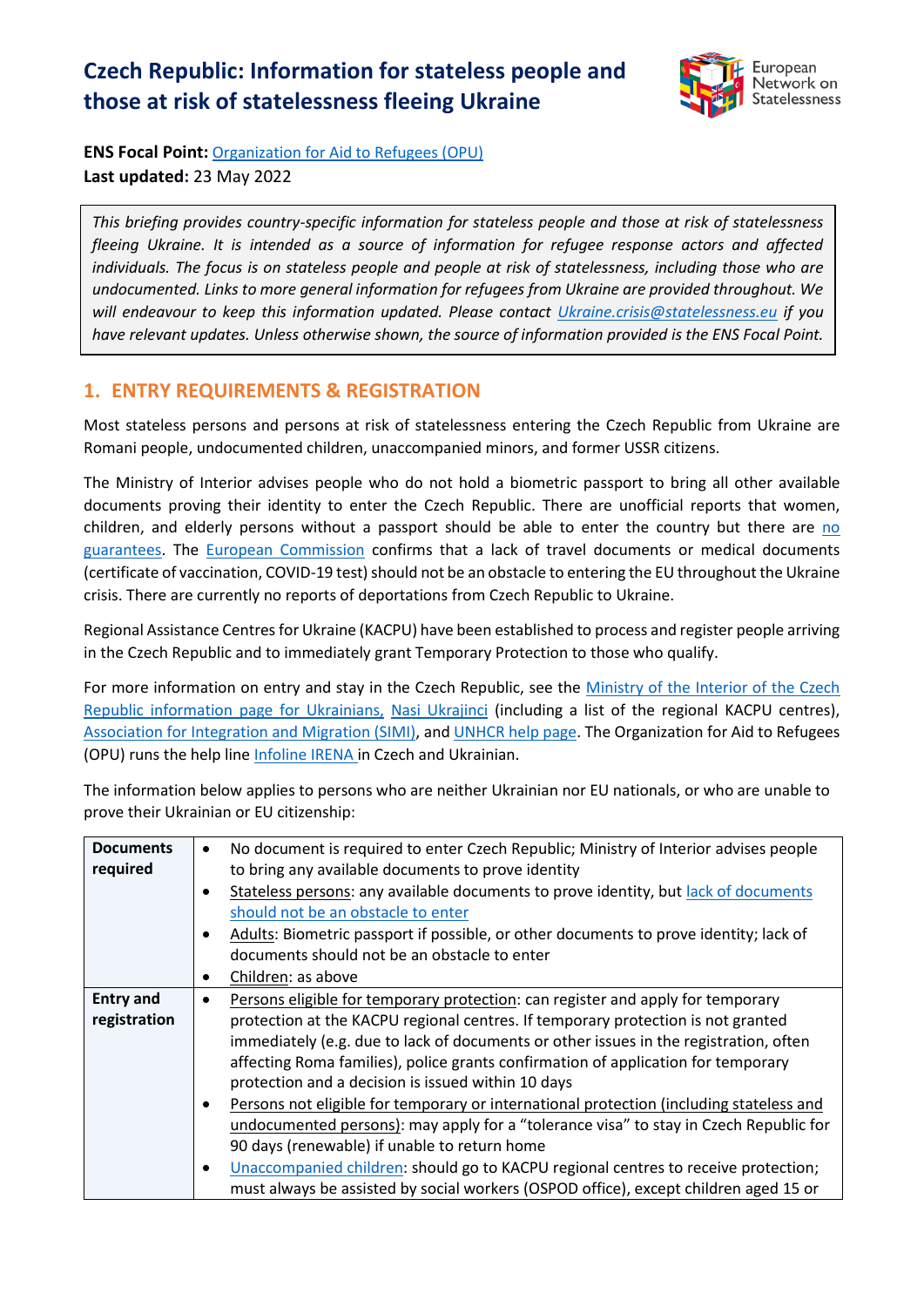# Czech Republic: Information for stateless people and those at risk of statelessness fleeing Ukraine

**ENS Focal Point:** Organization for Aid to Refugees (OPU)
**Last updated:** 23 May 2022

*This briefing provides country-specific information for stateless people and those at risk of statelessness fleeing Ukraine. It is intended as a source of information for refugee response actors and affected individuals. The focus is on stateless people and people at risk of statelessness, including those who are undocumented. Links to more general information for refugees from Ukraine are provided throughout. We will endeavour to keep this information updated. Please contact Ukraine.crisis@statelessness.eu if you have relevant updates. Unless otherwise shown, the source of information provided is the ENS Focal Point.*

## 1. ENTRY REQUIREMENTS & REGISTRATION

Most stateless persons and persons at risk of statelessness entering the Czech Republic from Ukraine are Romani people, undocumented children, unaccompanied minors, and former USSR citizens.

The Ministry of Interior advises people who do not hold a biometric passport to bring all other available documents proving their identity to enter the Czech Republic. There are unofficial reports that women, children, and elderly persons without a passport should be able to enter the country but there are no guarantees. The European Commission confirms that a lack of travel documents or medical documents (certificate of vaccination, COVID-19 test) should not be an obstacle to entering the EU throughout the Ukraine crisis. There are currently no reports of deportations from Czech Republic to Ukraine.

Regional Assistance Centres for Ukraine (KACPU) have been established to process and register people arriving in the Czech Republic and to immediately grant Temporary Protection to those who qualify.

For more information on entry and stay in the Czech Republic, see the Ministry of the Interior of the Czech Republic information page for Ukrainians, Nasi Ukrajinci (including a list of the regional KACPU centres), Association for Integration and Migration (SIMI), and UNHCR help page. The Organization for Aid to Refugees (OPU) runs the help line Infoline IRENA in Czech and Ukrainian.

The information below applies to persons who are neither Ukrainian nor EU nationals, or who are unable to prove their Ukrainian or EU citizenship:

| | |
|---|---|
| **Documents required** | • No document is required to enter Czech Republic; Ministry of Interior advises people to bring any available documents to prove identity<br>• Stateless persons: any available documents to prove identity, but lack of documents should not be an obstacle to enter<br>• Adults: Biometric passport if possible, or other documents to prove identity; lack of documents should not be an obstacle to enter<br>• Children: as above |
| **Entry and registration** | • Persons eligible for temporary protection: can register and apply for temporary protection at the KACPU regional centres. If temporary protection is not granted immediately (e.g. due to lack of documents or other issues in the registration, often affecting Roma families), police grants confirmation of application for temporary protection and a decision is issued within 10 days<br>• Persons not eligible for temporary or international protection (including stateless and undocumented persons): may apply for a "tolerance visa" to stay in Czech Republic for 90 days (renewable) if unable to return home<br>• Unaccompanied children: should go to KACPU regional centres to receive protection; must always be assisted by social workers (OSPOD office), except children aged 15 or |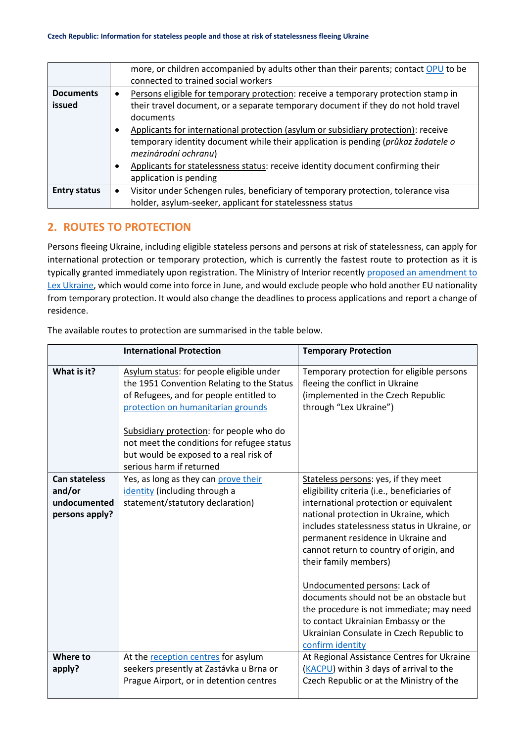|  |  |
|---|---|
|  | more, or children accompanied by adults other than their parents; contact OPU to be connected to trained social workers |
| **Documents issued** | • Persons eligible for temporary protection: receive a temporary protection stamp in their travel document, or a separate temporary document if they do not hold travel documents<br>• Applicants for international protection (asylum or subsidiary protection): receive temporary identity document while their application is pending (*průkaz žadatele o mezinárodní ochranu*)<br>• Applicants for statelessness status: receive identity document confirming their application is pending |
| **Entry status** | • Visitor under Schengen rules, beneficiary of temporary protection, tolerance visa holder, asylum-seeker, applicant for statelessness status |

## 2. ROUTES TO PROTECTION

Persons fleeing Ukraine, including eligible stateless persons and persons at risk of statelessness, can apply for international protection or temporary protection, which is currently the fastest route to protection as it is typically granted immediately upon registration. The Ministry of Interior recently proposed an amendment to Lex Ukraine, which would come into force in June, and would exclude people who hold another EU nationality from temporary protection. It would also change the deadlines to process applications and report a change of residence.

The available routes to protection are summarised in the table below.

|  | **International Protection** | **Temporary Protection** |
|---|---|---|
| **What is it?** | Asylum status: for people eligible under the 1951 Convention Relating to the Status of Refugees, and for people entitled to protection on humanitarian grounds<br><br>Subsidiary protection: for people who do not meet the conditions for refugee status but would be exposed to a real risk of serious harm if returned | Temporary protection for eligible persons fleeing the conflict in Ukraine (implemented in the Czech Republic through "Lex Ukraine") |
| **Can stateless and/or undocumented persons apply?** | Yes, as long as they can prove their identity (including through a statement/statutory declaration) | Stateless persons: yes, if they meet eligibility criteria (i.e., beneficiaries of international protection or equivalent national protection in Ukraine, which includes statelessness status in Ukraine, or permanent residence in Ukraine and cannot return to country of origin, and their family members)<br><br>Undocumented persons: Lack of documents should not be an obstacle but the procedure is not immediate; may need to contact Ukrainian Embassy or the Ukrainian Consulate in Czech Republic to confirm identity |
| **Where to apply?** | At the reception centres for asylum seekers presently at Zastávka u Brna or Prague Airport, or in detention centres | At Regional Assistance Centres for Ukraine (KACPU) within 3 days of arrival to the Czech Republic or at the Ministry of the |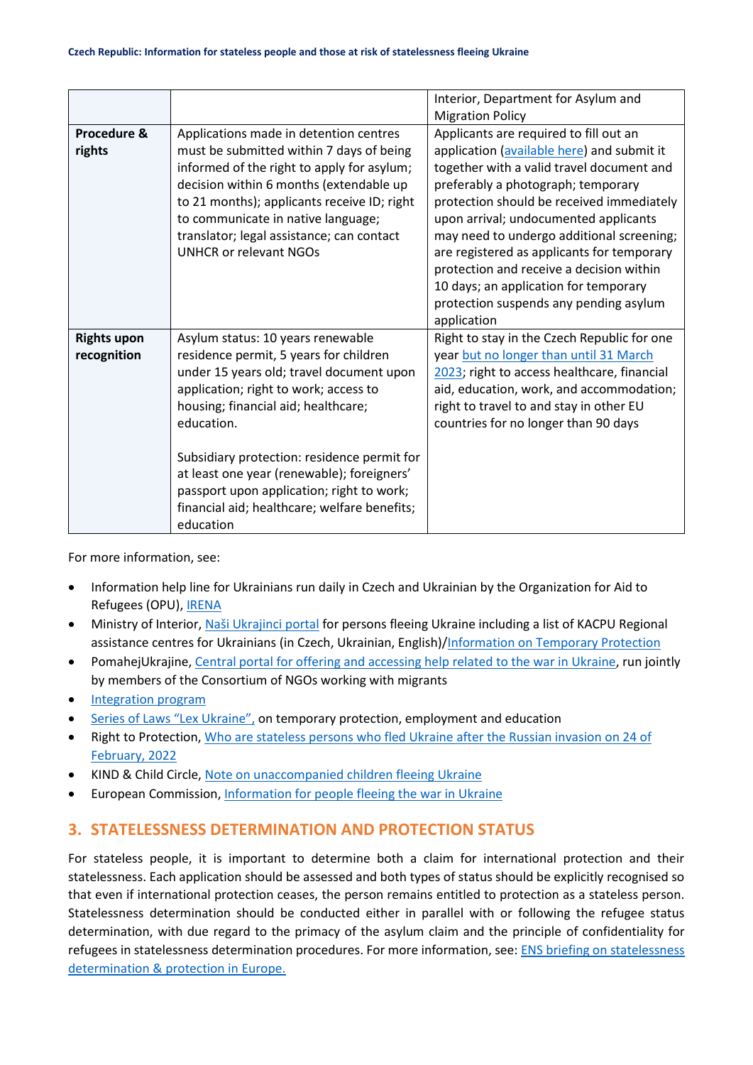| | | |
|---|---|---|
| | | Interior, Department for Asylum and Migration Policy |
| **Procedure & rights** | Applications made in detention centres must be submitted within 7 days of being informed of the right to apply for asylum; decision within 6 months (extendable up to 21 months); applicants receive ID; right to communicate in native language; translator; legal assistance; can contact UNHCR or relevant NGOs | Applicants are required to fill out an application (available here) and submit it together with a valid travel document and preferably a photograph; temporary protection should be received immediately upon arrival; undocumented applicants may need to undergo additional screening; are registered as applicants for temporary protection and receive a decision within 10 days; an application for temporary protection suspends any pending asylum application |
| **Rights upon recognition** | Asylum status: 10 years renewable residence permit, 5 years for children under 15 years old; travel document upon application; right to work; access to housing; financial aid; healthcare; education.<br><br>Subsidiary protection: residence permit for at least one year (renewable); foreigners' passport upon application; right to work; financial aid; healthcare; welfare benefits; education | Right to stay in the Czech Republic for one year but no longer than until 31 March 2023; right to access healthcare, financial aid, education, work, and accommodation; right to travel to and stay in other EU countries for no longer than 90 days |

For more information, see:

- Information help line for Ukrainians run daily in Czech and Ukrainian by the Organization for Aid to Refugees (OPU), IRENA
- Ministry of Interior, Naši Ukrajinci portal for persons fleeing Ukraine including a list of KACPU Regional assistance centres for Ukrainians (in Czech, Ukrainian, English)/Information on Temporary Protection
- PomahejUkrajine, Central portal for offering and accessing help related to the war in Ukraine, run jointly by members of the Consortium of NGOs working with migrants
- Integration program
- Series of Laws "Lex Ukraine", on temporary protection, employment and education
- Right to Protection, Who are stateless persons who fled Ukraine after the Russian invasion on 24 of February, 2022
- KIND & Child Circle, Note on unaccompanied children fleeing Ukraine
- European Commission, Information for people fleeing the war in Ukraine

## 3. STATELESSNESS DETERMINATION AND PROTECTION STATUS

For stateless people, it is important to determine both a claim for international protection and their statelessness. Each application should be assessed and both types of status should be explicitly recognised so that even if international protection ceases, the person remains entitled to protection as a stateless person. Statelessness determination should be conducted either in parallel with or following the refugee status determination, with due regard to the primacy of the asylum claim and the principle of confidentiality for refugees in statelessness determination procedures. For more information, see: ENS briefing on statelessness determination & protection in Europe.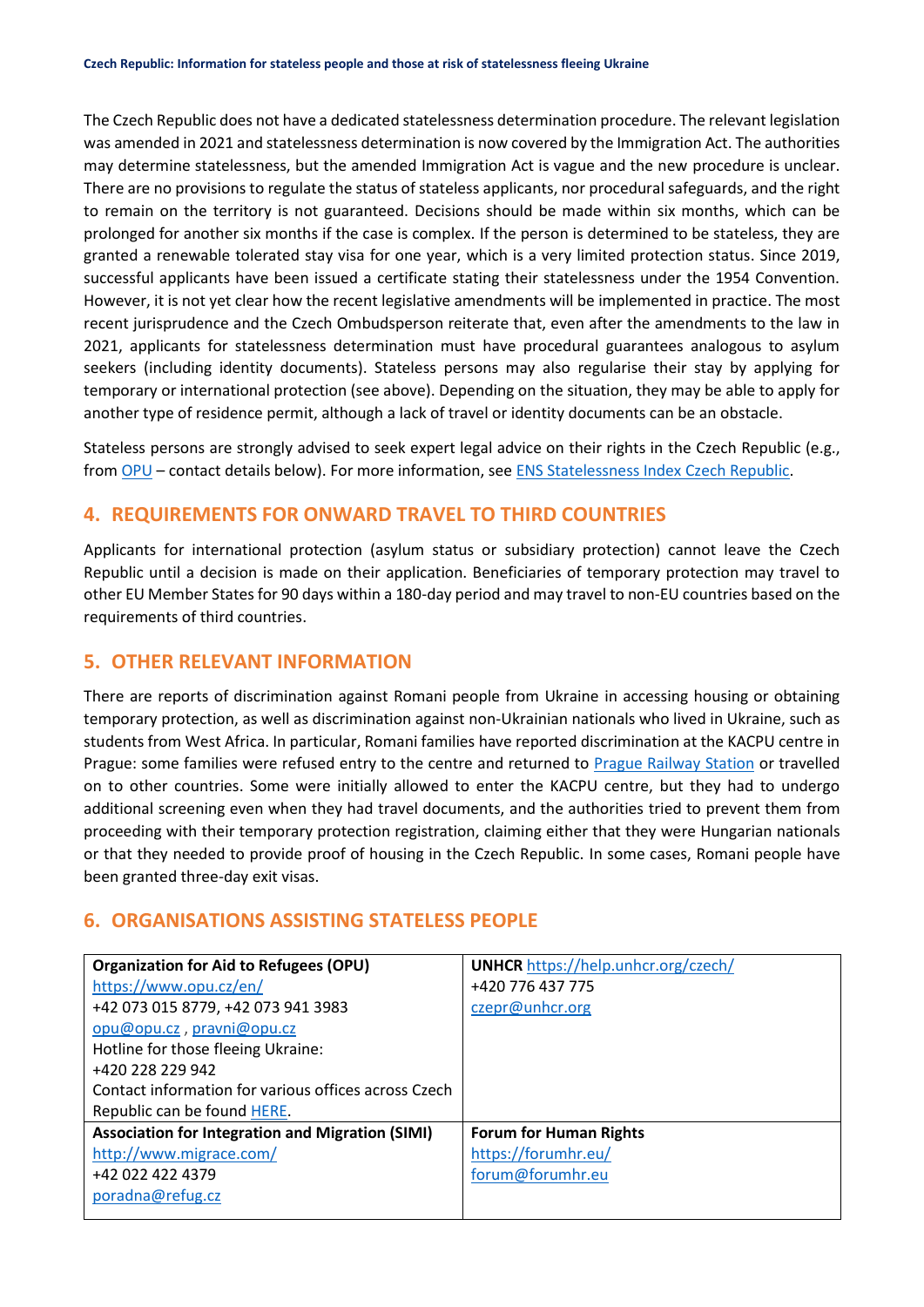The Czech Republic does not have a dedicated statelessness determination procedure. The relevant legislation was amended in 2021 and statelessness determination is now covered by the Immigration Act. The authorities may determine statelessness, but the amended Immigration Act is vague and the new procedure is unclear. There are no provisions to regulate the status of stateless applicants, nor procedural safeguards, and the right to remain on the territory is not guaranteed. Decisions should be made within six months, which can be prolonged for another six months if the case is complex. If the person is determined to be stateless, they are granted a renewable tolerated stay visa for one year, which is a very limited protection status. Since 2019, successful applicants have been issued a certificate stating their statelessness under the 1954 Convention. However, it is not yet clear how the recent legislative amendments will be implemented in practice. The most recent jurisprudence and the Czech Ombudsperson reiterate that, even after the amendments to the law in 2021, applicants for statelessness determination must have procedural guarantees analogous to asylum seekers (including identity documents). Stateless persons may also regularise their stay by applying for temporary or international protection (see above). Depending on the situation, they may be able to apply for another type of residence permit, although a lack of travel or identity documents can be an obstacle.

Stateless persons are strongly advised to seek expert legal advice on their rights in the Czech Republic (e.g., from OPU – contact details below). For more information, see ENS Statelessness Index Czech Republic.

## 4. REQUIREMENTS FOR ONWARD TRAVEL TO THIRD COUNTRIES

Applicants for international protection (asylum status or subsidiary protection) cannot leave the Czech Republic until a decision is made on their application. Beneficiaries of temporary protection may travel to other EU Member States for 90 days within a 180-day period and may travel to non-EU countries based on the requirements of third countries.

## 5. OTHER RELEVANT INFORMATION

There are reports of discrimination against Romani people from Ukraine in accessing housing or obtaining temporary protection, as well as discrimination against non-Ukrainian nationals who lived in Ukraine, such as students from West Africa. In particular, Romani families have reported discrimination at the KACPU centre in Prague: some families were refused entry to the centre and returned to Prague Railway Station or travelled on to other countries. Some were initially allowed to enter the KACPU centre, but they had to undergo additional screening even when they had travel documents, and the authorities tried to prevent them from proceeding with their temporary protection registration, claiming either that they were Hungarian nationals or that they needed to provide proof of housing in the Czech Republic. In some cases, Romani people have been granted three-day exit visas.

## 6. ORGANISATIONS ASSISTING STATELESS PEOPLE

| | |
|---|---|
| **Organization for Aid to Refugees (OPU)**<br>https://www.opu.cz/en/<br>+42 073 015 8779, +42 073 941 3983<br>opu@opu.cz , pravni@opu.cz<br>Hotline for those fleeing Ukraine:<br>+420 228 229 942<br>Contact information for various offices across Czech Republic can be found HERE. | **UNHCR** https://help.unhcr.org/czech/<br>+420 776 437 775<br>czepr@unhcr.org |
| **Association for Integration and Migration (SIMI)**<br>http://www.migrace.com/<br>+42 022 422 4379<br>poradna@refug.cz | **Forum for Human Rights**<br>https://forumhr.eu/<br>forum@forumhr.eu |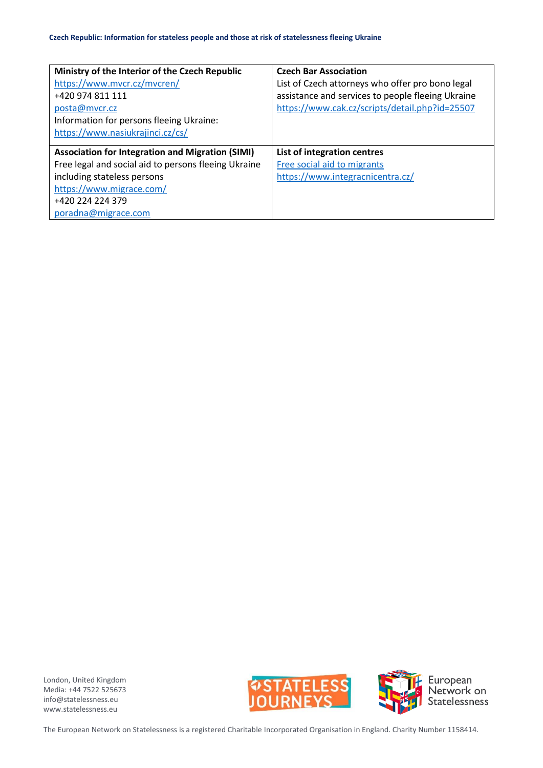| | |
|---|---|
| **Ministry of the Interior of the Czech Republic**<br>https://www.mvcr.cz/mvcren/<br>+420 974 811 111<br>posta@mvcr.cz<br>Information for persons fleeing Ukraine:<br>https://www.nasiukrajinci.cz/cs/ | **Czech Bar Association**<br>List of Czech attorneys who offer pro bono legal assistance and services to people fleeing Ukraine<br>https://www.cak.cz/scripts/detail.php?id=25507 |
| **Association for Integration and Migration (SIMI)**<br>Free legal and social aid to persons fleeing Ukraine including stateless persons<br>https://www.migrace.com/<br>+420 224 224 379<br>poradna@migrace.com | **List of integration centres**<br>Free social aid to migrants<br>https://www.integracnicentra.cz/ |

London, United Kingdom
Media: +44 7522 525673
info@statelessness.eu
www.statelessness.eu

STATELESS JOURNEYS

European Network on Statelessness

The European Network on Statelessness is a registered Charitable Incorporated Organisation in England. Charity Number 1158414.